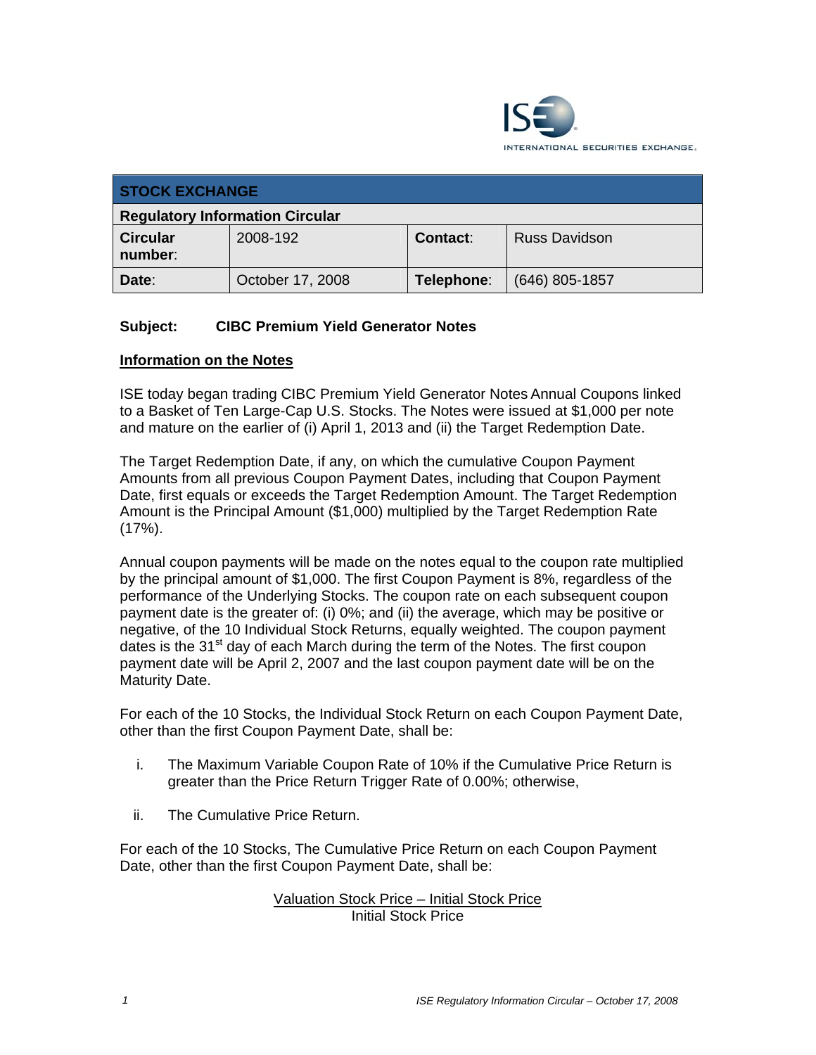## STOCK EXCHANGE

| Regulatory Information Circular | | | |
|---|---|---|---|
| **Circular number**: | 2008-192 | **Contact**: | Russ Davidson |
| **Date**: | October 17, 2008 | **Telephone**: | (646) 805-1857 |

**Subject: CIBC Premium Yield Generator Notes**

**Information on the Notes**

ISE today began trading CIBC Premium Yield Generator Notes Annual Coupons linked to a Basket of Ten Large-Cap U.S. Stocks. The Notes were issued at $1,000 per note and mature on the earlier of (i) April 1, 2013 and (ii) the Target Redemption Date.

The Target Redemption Date, if any, on which the cumulative Coupon Payment Amounts from all previous Coupon Payment Dates, including that Coupon Payment Date, first equals or exceeds the Target Redemption Amount. The Target Redemption Amount is the Principal Amount ($1,000) multiplied by the Target Redemption Rate (17%).

Annual coupon payments will be made on the notes equal to the coupon rate multiplied by the principal amount of $1,000. The first Coupon Payment is 8%, regardless of the performance of the Underlying Stocks. The coupon rate on each subsequent coupon payment date is the greater of: (i) 0%; and (ii) the average, which may be positive or negative, of the 10 Individual Stock Returns, equally weighted. The coupon payment dates is the 31st day of each March during the term of the Notes. The first coupon payment date will be April 2, 2007 and the last coupon payment date will be on the Maturity Date.

For each of the 10 Stocks, the Individual Stock Return on each Coupon Payment Date, other than the first Coupon Payment Date, shall be:

i. The Maximum Variable Coupon Rate of 10% if the Cumulative Price Return is greater than the Price Return Trigger Rate of 0.00%; otherwise,

ii. The Cumulative Price Return.

For each of the 10 Stocks, The Cumulative Price Return on each Coupon Payment Date, other than the first Coupon Payment Date, shall be:

$$\frac{\text{Valuation Stock Price} - \text{Initial Stock Price}}{\text{Initial Stock Price}}$$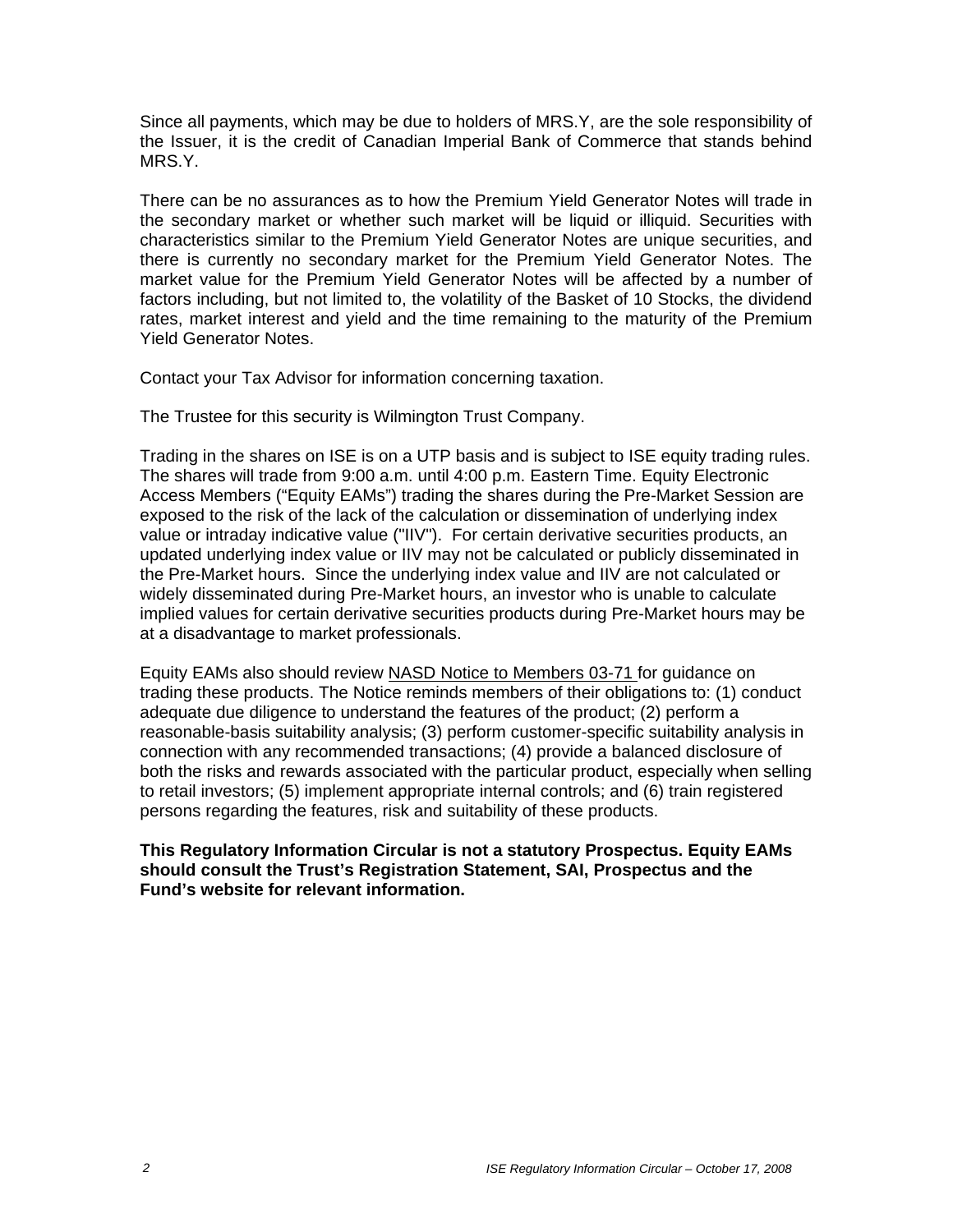Since all payments, which may be due to holders of MRS.Y, are the sole responsibility of the Issuer, it is the credit of Canadian Imperial Bank of Commerce that stands behind MRS.Y.

There can be no assurances as to how the Premium Yield Generator Notes will trade in the secondary market or whether such market will be liquid or illiquid. Securities with characteristics similar to the Premium Yield Generator Notes are unique securities, and there is currently no secondary market for the Premium Yield Generator Notes. The market value for the Premium Yield Generator Notes will be affected by a number of factors including, but not limited to, the volatility of the Basket of 10 Stocks, the dividend rates, market interest and yield and the time remaining to the maturity of the Premium Yield Generator Notes.

Contact your Tax Advisor for information concerning taxation.

The Trustee for this security is Wilmington Trust Company.

Trading in the shares on ISE is on a UTP basis and is subject to ISE equity trading rules. The shares will trade from 9:00 a.m. until 4:00 p.m. Eastern Time. Equity Electronic Access Members ("Equity EAMs") trading the shares during the Pre-Market Session are exposed to the risk of the lack of the calculation or dissemination of underlying index value or intraday indicative value ("IIV"). For certain derivative securities products, an updated underlying index value or IIV may not be calculated or publicly disseminated in the Pre-Market hours. Since the underlying index value and IIV are not calculated or widely disseminated during Pre-Market hours, an investor who is unable to calculate implied values for certain derivative securities products during Pre-Market hours may be at a disadvantage to market professionals.

Equity EAMs also should review NASD Notice to Members 03-71 for guidance on trading these products. The Notice reminds members of their obligations to: (1) conduct adequate due diligence to understand the features of the product; (2) perform a reasonable-basis suitability analysis; (3) perform customer-specific suitability analysis in connection with any recommended transactions; (4) provide a balanced disclosure of both the risks and rewards associated with the particular product, especially when selling to retail investors; (5) implement appropriate internal controls; and (6) train registered persons regarding the features, risk and suitability of these products.

**This Regulatory Information Circular is not a statutory Prospectus. Equity EAMs should consult the Trust's Registration Statement, SAI, Prospectus and the Fund's website for relevant information.**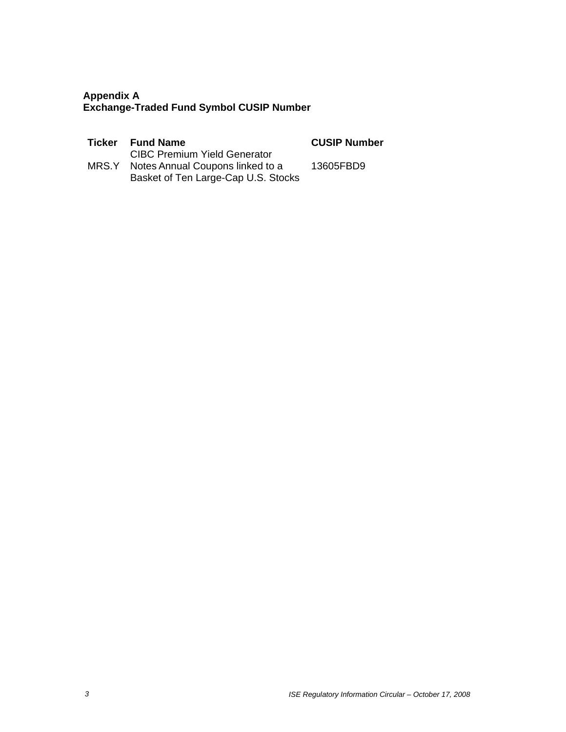**Appendix A**
**Exchange-Traded Fund Symbol CUSIP Number**

| Ticker | Fund Name | CUSIP Number |
|---|---|---|
| MRS.Y | CIBC Premium Yield Generator Notes Annual Coupons linked to a Basket of Ten Large-Cap U.S. Stocks | 13605FBD9 |